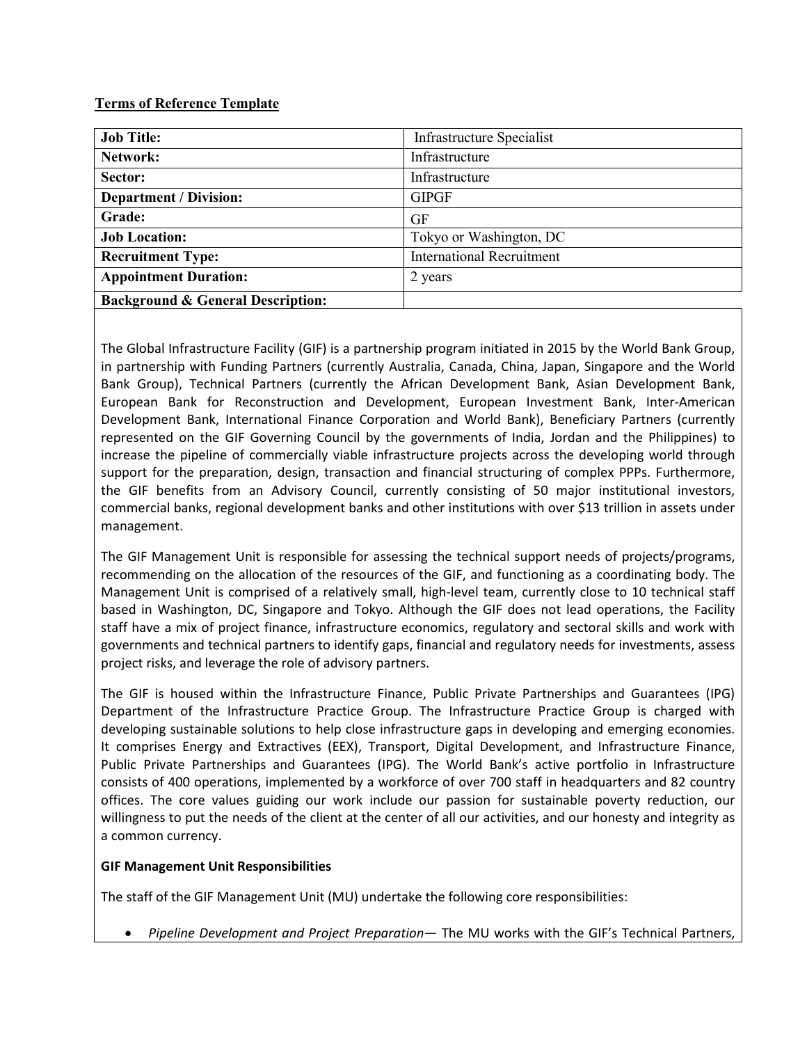**Terms of Reference Template**

| **Job Title:** | Infrastructure Specialist |
| --- | --- |
| **Network:** | Infrastructure |
| **Sector:** | Infrastructure |
| **Department / Division:** | GIPGF |
| **Grade:** | GF |
| **Job Location:** | Tokyo or Washington, DC |
| **Recruitment Type:** | International Recruitment |
| **Appointment Duration:** | 2 years |
| **Background & General Description:** | |

The Global Infrastructure Facility (GIF) is a partnership program initiated in 2015 by the World Bank Group, in partnership with Funding Partners (currently Australia, Canada, China, Japan, Singapore and the World Bank Group), Technical Partners (currently the African Development Bank, Asian Development Bank, European Bank for Reconstruction and Development, European Investment Bank, Inter-American Development Bank, International Finance Corporation and World Bank), Beneficiary Partners (currently represented on the GIF Governing Council by the governments of India, Jordan and the Philippines) to increase the pipeline of commercially viable infrastructure projects across the developing world through support for the preparation, design, transaction and financial structuring of complex PPPs. Furthermore, the GIF benefits from an Advisory Council, currently consisting of 50 major institutional investors, commercial banks, regional development banks and other institutions with over $13 trillion in assets under management.

The GIF Management Unit is responsible for assessing the technical support needs of projects/programs, recommending on the allocation of the resources of the GIF, and functioning as a coordinating body. The Management Unit is comprised of a relatively small, high-level team, currently close to 10 technical staff based in Washington, DC, Singapore and Tokyo. Although the GIF does not lead operations, the Facility staff have a mix of project finance, infrastructure economics, regulatory and sectoral skills and work with governments and technical partners to identify gaps, financial and regulatory needs for investments, assess project risks, and leverage the role of advisory partners.

The GIF is housed within the Infrastructure Finance, Public Private Partnerships and Guarantees (IPG) Department of the Infrastructure Practice Group. The Infrastructure Practice Group is charged with developing sustainable solutions to help close infrastructure gaps in developing and emerging economies. It comprises Energy and Extractives (EEX), Transport, Digital Development, and Infrastructure Finance, Public Private Partnerships and Guarantees (IPG). The World Bank's active portfolio in Infrastructure consists of 400 operations, implemented by a workforce of over 700 staff in headquarters and 82 country offices. The core values guiding our work include our passion for sustainable poverty reduction, our willingness to put the needs of the client at the center of all our activities, and our honesty and integrity as a common currency.

**GIF Management Unit Responsibilities**

The staff of the GIF Management Unit (MU) undertake the following core responsibilities:

- *Pipeline Development and Project Preparation*— The MU works with the GIF's Technical Partners,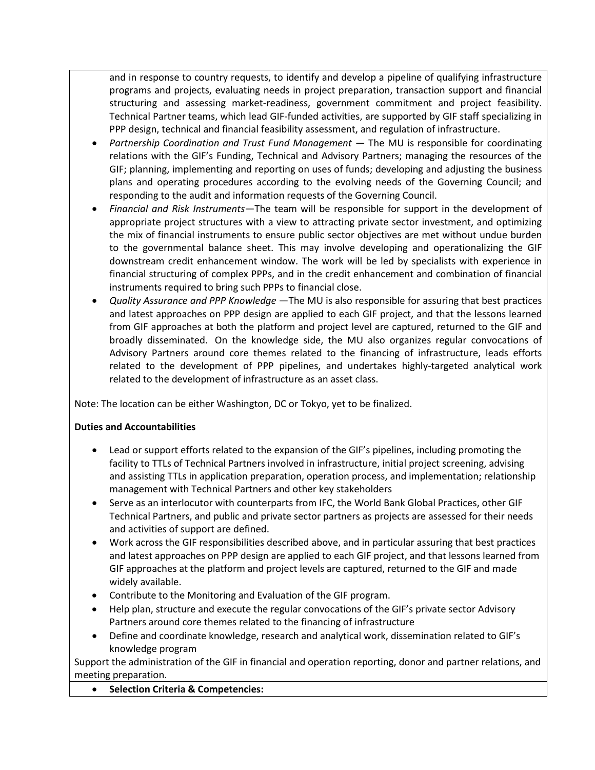and in response to country requests, to identify and develop a pipeline of qualifying infrastructure programs and projects, evaluating needs in project preparation, transaction support and financial structuring and assessing market-readiness, government commitment and project feasibility. Technical Partner teams, which lead GIF-funded activities, are supported by GIF staff specializing in PPP design, technical and financial feasibility assessment, and regulation of infrastructure.

- *Partnership Coordination and Trust Fund Management* — The MU is responsible for coordinating relations with the GIF's Funding, Technical and Advisory Partners; managing the resources of the GIF; planning, implementing and reporting on uses of funds; developing and adjusting the business plans and operating procedures according to the evolving needs of the Governing Council; and responding to the audit and information requests of the Governing Council.
- *Financial and Risk Instruments*—The team will be responsible for support in the development of appropriate project structures with a view to attracting private sector investment, and optimizing the mix of financial instruments to ensure public sector objectives are met without undue burden to the governmental balance sheet. This may involve developing and operationalizing the GIF downstream credit enhancement window. The work will be led by specialists with experience in financial structuring of complex PPPs, and in the credit enhancement and combination of financial instruments required to bring such PPPs to financial close.
- *Quality Assurance and PPP Knowledge* —The MU is also responsible for assuring that best practices and latest approaches on PPP design are applied to each GIF project, and that the lessons learned from GIF approaches at both the platform and project level are captured, returned to the GIF and broadly disseminated. On the knowledge side, the MU also organizes regular convocations of Advisory Partners around core themes related to the financing of infrastructure, leads efforts related to the development of PPP pipelines, and undertakes highly-targeted analytical work related to the development of infrastructure as an asset class.

Note: The location can be either Washington, DC or Tokyo, yet to be finalized.

**Duties and Accountabilities**

- Lead or support efforts related to the expansion of the GIF's pipelines, including promoting the facility to TTLs of Technical Partners involved in infrastructure, initial project screening, advising and assisting TTLs in application preparation, operation process, and implementation; relationship management with Technical Partners and other key stakeholders
- Serve as an interlocutor with counterparts from IFC, the World Bank Global Practices, other GIF Technical Partners, and public and private sector partners as projects are assessed for their needs and activities of support are defined.
- Work across the GIF responsibilities described above, and in particular assuring that best practices and latest approaches on PPP design are applied to each GIF project, and that lessons learned from GIF approaches at the platform and project levels are captured, returned to the GIF and made widely available.
- Contribute to the Monitoring and Evaluation of the GIF program.
- Help plan, structure and execute the regular convocations of the GIF's private sector Advisory Partners around core themes related to the financing of infrastructure
- Define and coordinate knowledge, research and analytical work, dissemination related to GIF's knowledge program

Support the administration of the GIF in financial and operation reporting, donor and partner relations, and meeting preparation.

- **Selection Criteria & Competencies:**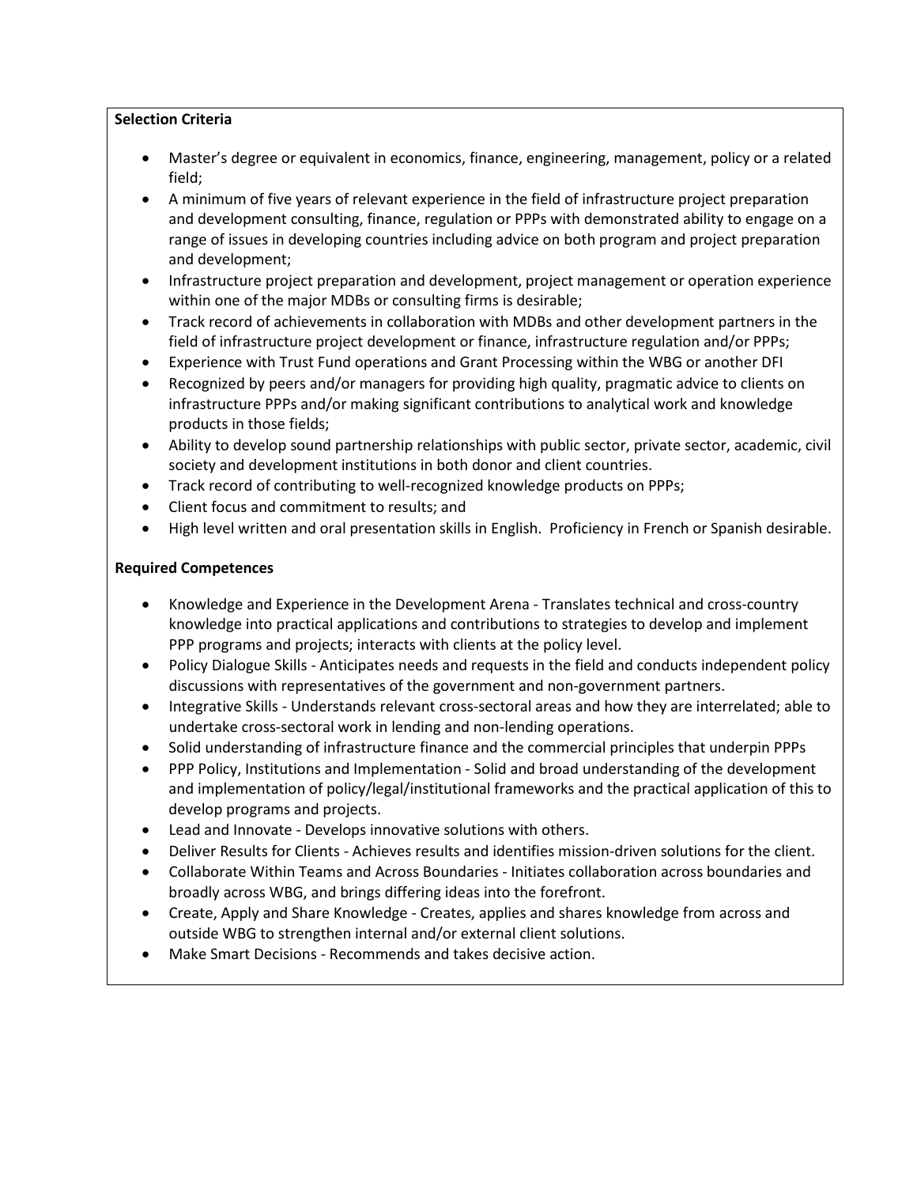**Selection Criteria**

- Master's degree or equivalent in economics, finance, engineering, management, policy or a related field;
- A minimum of five years of relevant experience in the field of infrastructure project preparation and development consulting, finance, regulation or PPPs with demonstrated ability to engage on a range of issues in developing countries including advice on both program and project preparation and development;
- Infrastructure project preparation and development, project management or operation experience within one of the major MDBs or consulting firms is desirable;
- Track record of achievements in collaboration with MDBs and other development partners in the field of infrastructure project development or finance, infrastructure regulation and/or PPPs;
- Experience with Trust Fund operations and Grant Processing within the WBG or another DFI
- Recognized by peers and/or managers for providing high quality, pragmatic advice to clients on infrastructure PPPs and/or making significant contributions to analytical work and knowledge products in those fields;
- Ability to develop sound partnership relationships with public sector, private sector, academic, civil society and development institutions in both donor and client countries.
- Track record of contributing to well-recognized knowledge products on PPPs;
- Client focus and commitment to results; and
- High level written and oral presentation skills in English. Proficiency in French or Spanish desirable.

**Required Competences**

- Knowledge and Experience in the Development Arena - Translates technical and cross-country knowledge into practical applications and contributions to strategies to develop and implement PPP programs and projects; interacts with clients at the policy level.
- Policy Dialogue Skills - Anticipates needs and requests in the field and conducts independent policy discussions with representatives of the government and non-government partners.
- Integrative Skills - Understands relevant cross-sectoral areas and how they are interrelated; able to undertake cross-sectoral work in lending and non-lending operations.
- Solid understanding of infrastructure finance and the commercial principles that underpin PPPs
- PPP Policy, Institutions and Implementation - Solid and broad understanding of the development and implementation of policy/legal/institutional frameworks and the practical application of this to develop programs and projects.
- Lead and Innovate - Develops innovative solutions with others.
- Deliver Results for Clients - Achieves results and identifies mission-driven solutions for the client.
- Collaborate Within Teams and Across Boundaries - Initiates collaboration across boundaries and broadly across WBG, and brings differing ideas into the forefront.
- Create, Apply and Share Knowledge - Creates, applies and shares knowledge from across and outside WBG to strengthen internal and/or external client solutions.
- Make Smart Decisions - Recommends and takes decisive action.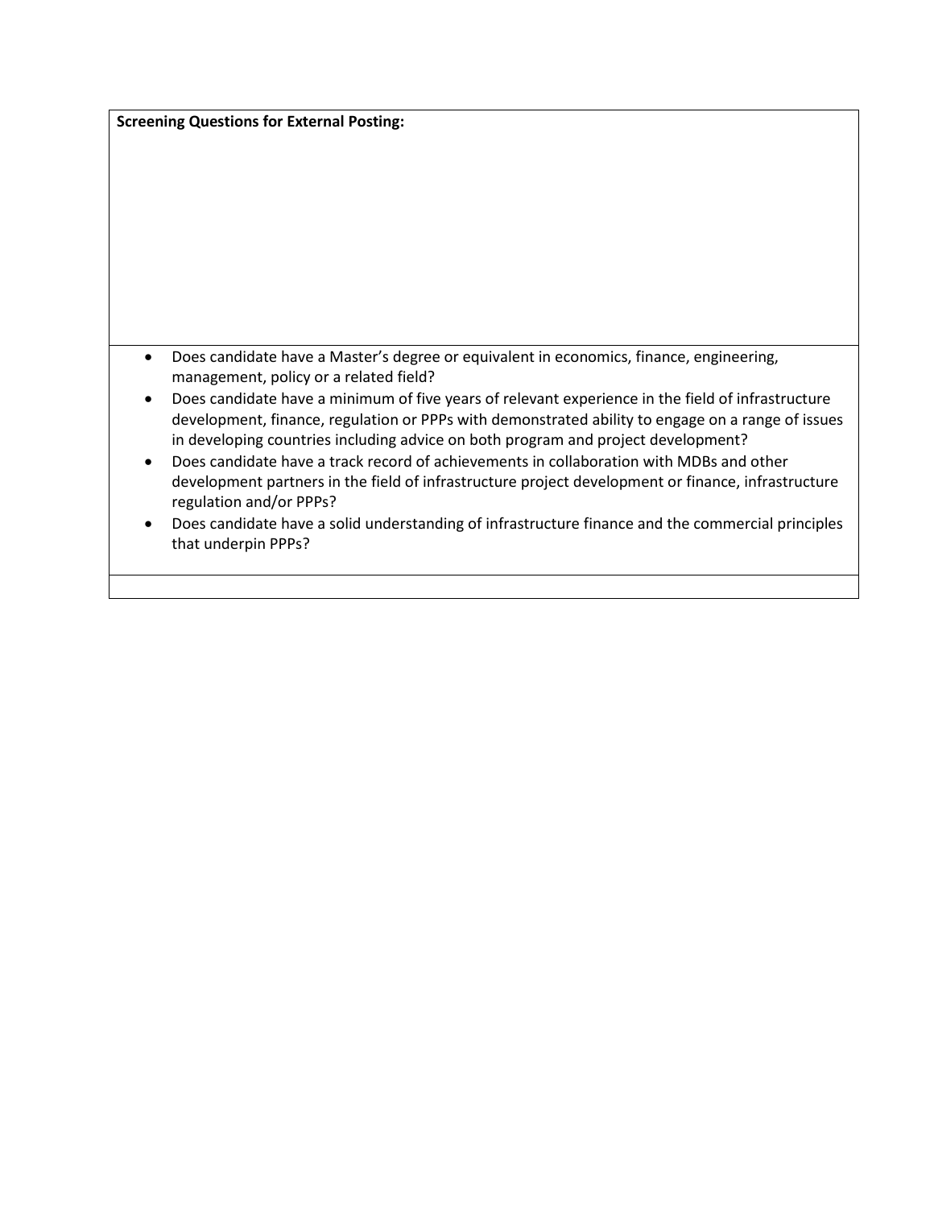**Screening Questions for External Posting:**

- Does candidate have a Master's degree or equivalent in economics, finance, engineering, management, policy or a related field?
- Does candidate have a minimum of five years of relevant experience in the field of infrastructure development, finance, regulation or PPPs with demonstrated ability to engage on a range of issues in developing countries including advice on both program and project development?
- Does candidate have a track record of achievements in collaboration with MDBs and other development partners in the field of infrastructure project development or finance, infrastructure regulation and/or PPPs?
- Does candidate have a solid understanding of infrastructure finance and the commercial principles that underpin PPPs?